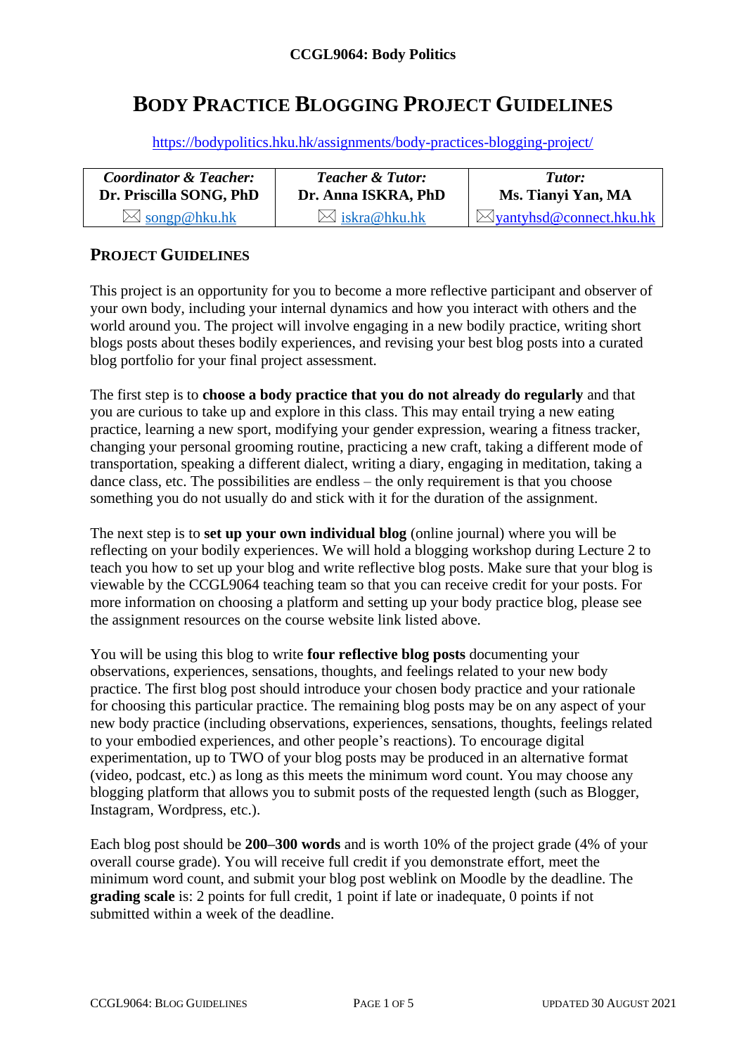**CCGL9064: Body Politics**

# Body Practice Blogging Project Guidelines

https://bodypolitics.hku.hk/assignments/body-practices-blogging-project/

| *Coordinator & Teacher:* **Dr. Priscilla SONG, PhD** ✉ songp@hku.hk | *Teacher & Tutor:* **Dr. Anna ISKRA, PhD** ✉ iskra@hku.hk | *Tutor:* **Ms. Tianyi Yan, MA** ✉ yantyhsd@connect.hku.hk |
|---|---|---|

## Project Guidelines

This project is an opportunity for you to become a more reflective participant and observer of your own body, including your internal dynamics and how you interact with others and the world around you. The project will involve engaging in a new bodily practice, writing short blogs posts about theses bodily experiences, and revising your best blog posts into a curated blog portfolio for your final project assessment.

The first step is to **choose a body practice that you do not already do regularly** and that you are curious to take up and explore in this class. This may entail trying a new eating practice, learning a new sport, modifying your gender expression, wearing a fitness tracker, changing your personal grooming routine, practicing a new craft, taking a different mode of transportation, speaking a different dialect, writing a diary, engaging in meditation, taking a dance class, etc. The possibilities are endless – the only requirement is that you choose something you do not usually do and stick with it for the duration of the assignment.

The next step is to **set up your own individual blog** (online journal) where you will be reflecting on your bodily experiences. We will hold a blogging workshop during Lecture 2 to teach you how to set up your blog and write reflective blog posts. Make sure that your blog is viewable by the CCGL9064 teaching team so that you can receive credit for your posts. For more information on choosing a platform and setting up your body practice blog, please see the assignment resources on the course website link listed above.

You will be using this blog to write **four reflective blog posts** documenting your observations, experiences, sensations, thoughts, and feelings related to your new body practice. The first blog post should introduce your chosen body practice and your rationale for choosing this particular practice. The remaining blog posts may be on any aspect of your new body practice (including observations, experiences, sensations, thoughts, feelings related to your embodied experiences, and other people's reactions). To encourage digital experimentation, up to TWO of your blog posts may be produced in an alternative format (video, podcast, etc.) as long as this meets the minimum word count. You may choose any blogging platform that allows you to submit posts of the requested length (such as Blogger, Instagram, Wordpress, etc.).

Each blog post should be **200–300 words** and is worth 10% of the project grade (4% of your overall course grade). You will receive full credit if you demonstrate effort, meet the minimum word count, and submit your blog post weblink on Moodle by the deadline. The **grading scale** is: 2 points for full credit, 1 point if late or inadequate, 0 points if not submitted within a week of the deadline.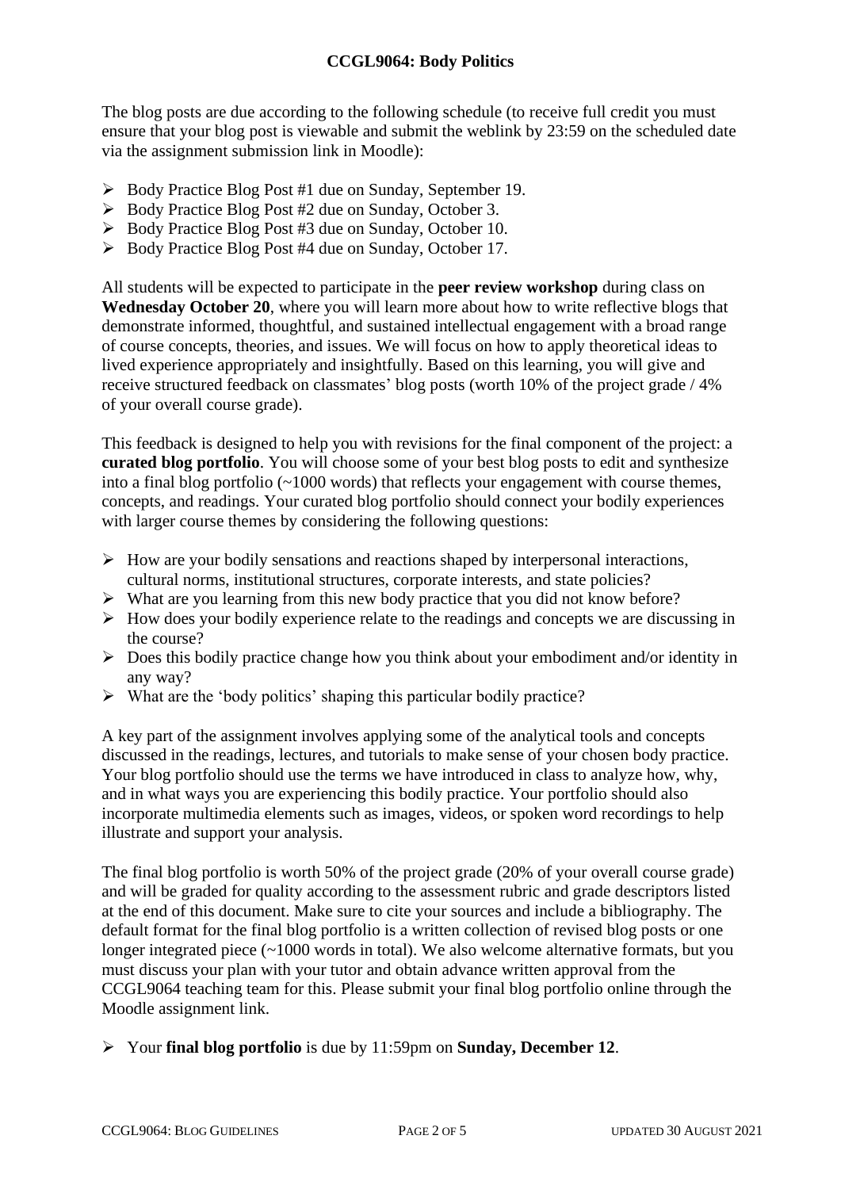The blog posts are due according to the following schedule (to receive full credit you must ensure that your blog post is viewable and submit the weblink by 23:59 on the scheduled date via the assignment submission link in Moodle):

- Body Practice Blog Post #1 due on Sunday, September 19.
- Body Practice Blog Post #2 due on Sunday, October 3.
- Body Practice Blog Post #3 due on Sunday, October 10.
- Body Practice Blog Post #4 due on Sunday, October 17.

All students will be expected to participate in the **peer review workshop** during class on **Wednesday October 20**, where you will learn more about how to write reflective blogs that demonstrate informed, thoughtful, and sustained intellectual engagement with a broad range of course concepts, theories, and issues. We will focus on how to apply theoretical ideas to lived experience appropriately and insightfully. Based on this learning, you will give and receive structured feedback on classmates' blog posts (worth 10% of the project grade / 4% of your overall course grade).

This feedback is designed to help you with revisions for the final component of the project: a **curated blog portfolio**. You will choose some of your best blog posts to edit and synthesize into a final blog portfolio (~1000 words) that reflects your engagement with course themes, concepts, and readings. Your curated blog portfolio should connect your bodily experiences with larger course themes by considering the following questions:

- How are your bodily sensations and reactions shaped by interpersonal interactions, cultural norms, institutional structures, corporate interests, and state policies?
- What are you learning from this new body practice that you did not know before?
- How does your bodily experience relate to the readings and concepts we are discussing in the course?
- Does this bodily practice change how you think about your embodiment and/or identity in any way?
- What are the 'body politics' shaping this particular bodily practice?

A key part of the assignment involves applying some of the analytical tools and concepts discussed in the readings, lectures, and tutorials to make sense of your chosen body practice. Your blog portfolio should use the terms we have introduced in class to analyze how, why, and in what ways you are experiencing this bodily practice. Your portfolio should also incorporate multimedia elements such as images, videos, or spoken word recordings to help illustrate and support your analysis.

The final blog portfolio is worth 50% of the project grade (20% of your overall course grade) and will be graded for quality according to the assessment rubric and grade descriptors listed at the end of this document. Make sure to cite your sources and include a bibliography. The default format for the final blog portfolio is a written collection of revised blog posts or one longer integrated piece (~1000 words in total). We also welcome alternative formats, but you must discuss your plan with your tutor and obtain advance written approval from the CCGL9064 teaching team for this. Please submit your final blog portfolio online through the Moodle assignment link.

- Your **final blog portfolio** is due by 11:59pm on **Sunday, December 12**.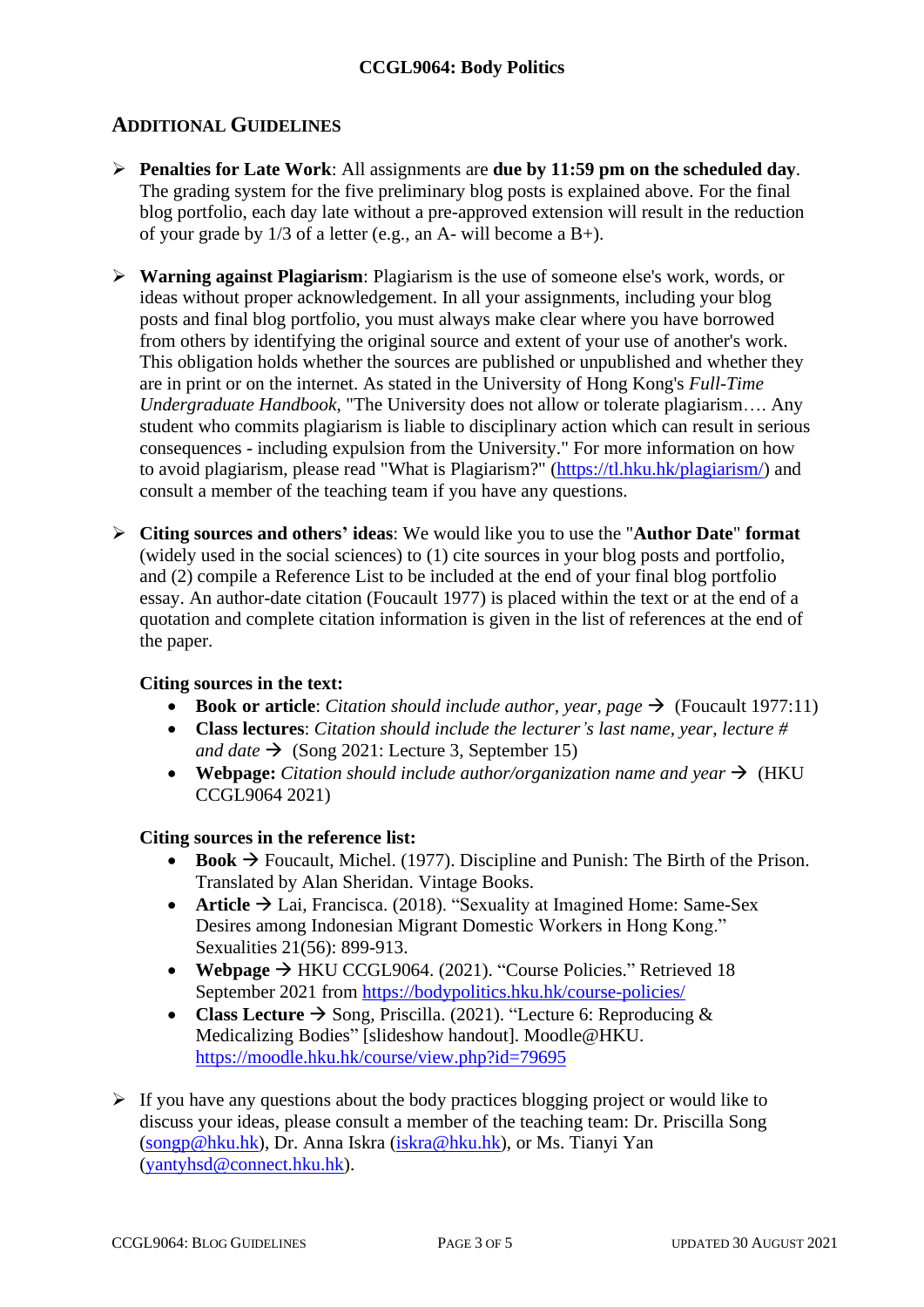## Additional Guidelines

- **Penalties for Late Work**: All assignments are **due by 11:59 pm on the scheduled day**. The grading system for the five preliminary blog posts is explained above. For the final blog portfolio, each day late without a pre-approved extension will result in the reduction of your grade by 1/3 of a letter (e.g., an A- will become a B+).

- **Warning against Plagiarism**: Plagiarism is the use of someone else's work, words, or ideas without proper acknowledgement. In all your assignments, including your blog posts and final blog portfolio, you must always make clear where you have borrowed from others by identifying the original source and extent of your use of another's work. This obligation holds whether the sources are published or unpublished and whether they are in print or on the internet. As stated in the University of Hong Kong's *Full-Time Undergraduate Handbook*, "The University does not allow or tolerate plagiarism…. Any student who commits plagiarism is liable to disciplinary action which can result in serious consequences - including expulsion from the University." For more information on how to avoid plagiarism, please read "What is Plagiarism?" (https://tl.hku.hk/plagiarism/) and consult a member of the teaching team if you have any questions.

- **Citing sources and others' ideas**: We would like you to use the "**Author Date**" **format** (widely used in the social sciences) to (1) cite sources in your blog posts and portfolio, and (2) compile a Reference List to be included at the end of your final blog portfolio essay. An author-date citation (Foucault 1977) is placed within the text or at the end of a quotation and complete citation information is given in the list of references at the end of the paper.

  **Citing sources in the text:**
  - **Book or article**: *Citation should include author, year, page* → (Foucault 1977:11)
  - **Class lectures**: *Citation should include the lecturer's last name, year, lecture # and date* → (Song 2021: Lecture 3, September 15)
  - **Webpage:** *Citation should include author/organization name and year* → (HKU CCGL9064 2021)

  **Citing sources in the reference list:**
  - **Book** → Foucault, Michel. (1977). Discipline and Punish: The Birth of the Prison. Translated by Alan Sheridan. Vintage Books.
  - **Article** → Lai, Francisca. (2018). "Sexuality at Imagined Home: Same-Sex Desires among Indonesian Migrant Domestic Workers in Hong Kong." Sexualities 21(56): 899-913.
  - **Webpage** → HKU CCGL9064. (2021). "Course Policies." Retrieved 18 September 2021 from https://bodypolitics.hku.hk/course-policies/
  - **Class Lecture** → Song, Priscilla. (2021). "Lecture 6: Reproducing & Medicalizing Bodies" [slideshow handout]. Moodle@HKU. https://moodle.hku.hk/course/view.php?id=79695

- If you have any questions about the body practices blogging project or would like to discuss your ideas, please consult a member of the teaching team: Dr. Priscilla Song (songp@hku.hk), Dr. Anna Iskra (iskra@hku.hk), or Ms. Tianyi Yan (yantyhsd@connect.hku.hk).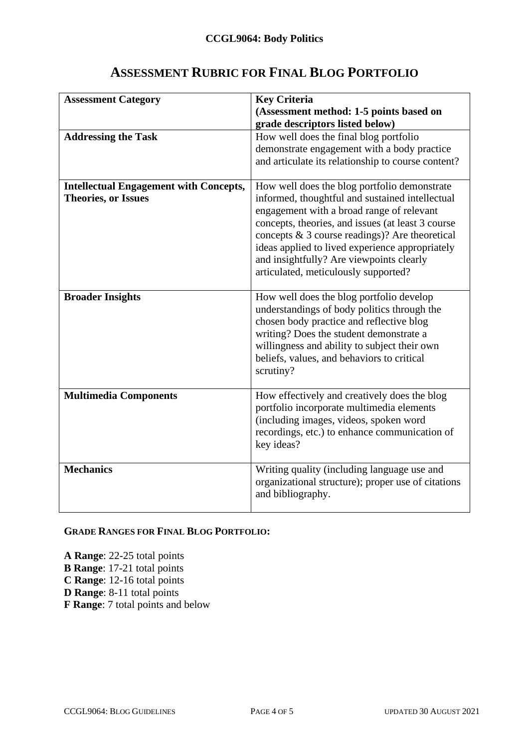# Assessment Rubric for Final Blog Portfolio

| **Assessment Category** | **Key Criteria (Assessment method: 1-5 points based on grade descriptors listed below)** |
| --- | --- |
| **Addressing the Task** | How well does the final blog portfolio demonstrate engagement with a body practice and articulate its relationship to course content? |
| **Intellectual Engagement with Concepts, Theories, or Issues** | How well does the blog portfolio demonstrate informed, thoughtful and sustained intellectual engagement with a broad range of relevant concepts, theories, and issues (at least 3 course concepts & 3 course readings)? Are theoretical ideas applied to lived experience appropriately and insightfully? Are viewpoints clearly articulated, meticulously supported? |
| **Broader Insights** | How well does the blog portfolio develop understandings of body politics through the chosen body practice and reflective blog writing? Does the student demonstrate a willingness and ability to subject their own beliefs, values, and behaviors to critical scrutiny? |
| **Multimedia Components** | How effectively and creatively does the blog portfolio incorporate multimedia elements (including images, videos, spoken word recordings, etc.) to enhance communication of key ideas? |
| **Mechanics** | Writing quality (including language use and organizational structure); proper use of citations and bibliography. |

**GRADE RANGES FOR FINAL BLOG PORTFOLIO:**

**A Range**: 22-25 total points
**B Range**: 17-21 total points
**C Range**: 12-16 total points
**D Range**: 8-11 total points
**F Range**: 7 total points and below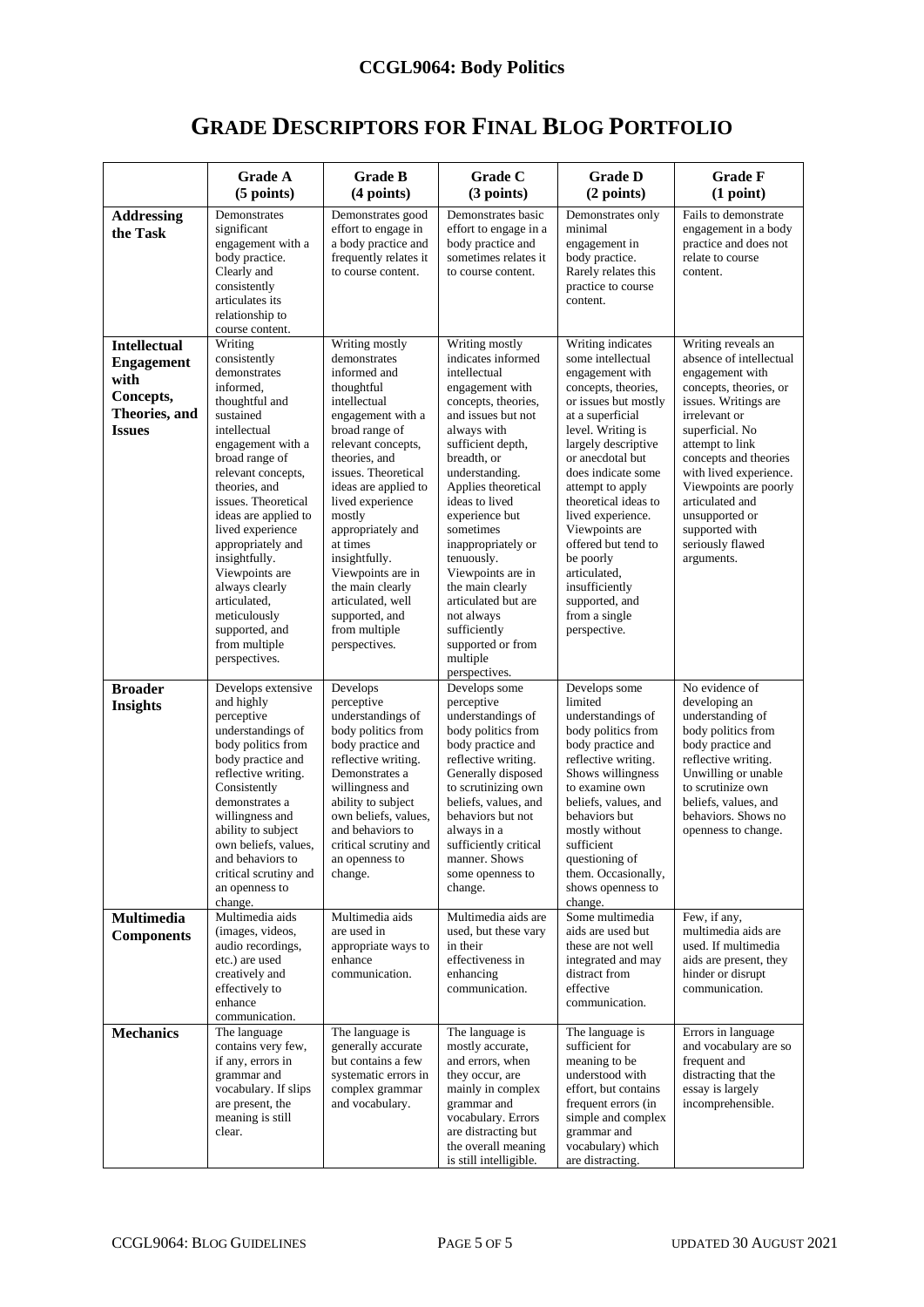## CCGL9064: Body Politics

# GRADE DESCRIPTORS FOR FINAL BLOG PORTFOLIO

| | Grade A (5 points) | Grade B (4 points) | Grade C (3 points) | Grade D (2 points) | Grade F (1 point) |
|---|---|---|---|---|---|
| **Addressing the Task** | Demonstrates significant engagement with a body practice. Clearly and consistently articulates its relationship to course content. | Demonstrates good effort to engage in a body practice and frequently relates it to course content. | Demonstrates basic effort to engage in a body practice and sometimes relates it to course content. | Demonstrates only minimal engagement in body practice. Rarely relates this practice to course content. | Fails to demonstrate engagement in a body practice and does not relate to course content. |
| **Intellectual Engagement with Concepts, Theories, and Issues** | Writing consistently demonstrates informed, thoughtful and sustained intellectual engagement with a broad range of relevant concepts, theories, and issues. Theoretical ideas are applied to lived experience appropriately and insightfully. Viewpoints are always clearly articulated, meticulously supported, and from multiple perspectives. | Writing mostly demonstrates informed and thoughtful intellectual engagement with a broad range of relevant concepts, theories, and issues. Theoretical ideas are applied to lived experience mostly appropriately and at times insightfully. Viewpoints are in the main clearly articulated, well supported, and from multiple perspectives. | Writing mostly indicates informed intellectual engagement with concepts, theories, and issues but not always with sufficient depth, breadth, or understanding. Applies theoretical ideas to lived experience but sometimes inappropriately or tenuously. Viewpoints are in the main clearly articulated but are not always sufficiently supported or from multiple perspectives. | Writing indicates some intellectual engagement with concepts, theories, or issues but mostly at a superficial level. Writing is largely descriptive or anecdotal but does indicate some attempt to apply theoretical ideas to lived experience. Viewpoints are offered but tend to be poorly articulated, insufficiently supported, and from a single perspective. | Writing reveals an absence of intellectual engagement with concepts, theories, or issues. Writings are irrelevant or superficial. No attempt to link concepts and theories with lived experience. Viewpoints are poorly articulated and unsupported or supported with seriously flawed arguments. |
| **Broader Insights** | Develops extensive and highly perceptive understandings of body politics from body practice and reflective writing. Consistently demonstrates a willingness and ability to subject own beliefs, values, and behaviors to critical scrutiny and an openness to change. | Develops perceptive understandings of body politics from body practice and reflective writing. Demonstrates a willingness and ability to subject own beliefs, values, and behaviors to critical scrutiny and an openness to change. | Develops some perceptive understandings of body politics from body practice and reflective writing. Generally disposed to scrutinizing own beliefs, values, and behaviors but not always in a sufficiently critical manner. Shows some openness to change. | Develops some limited understandings of body politics from body practice and reflective writing. Shows willingness to examine own beliefs, values, and behaviors but mostly without sufficient questioning of them. Occasionally, shows openness to change. | No evidence of developing an understanding of body politics from body practice and reflective writing. Unwilling or unable to scrutinize own beliefs, values, and behaviors. Shows no openness to change. |
| **Multimedia Components** | Multimedia aids (images, videos, audio recordings, etc.) are used creatively and effectively to enhance communication. | Multimedia aids are used in appropriate ways to enhance communication. | Multimedia aids are used, but these vary in their effectiveness in enhancing communication. | Some multimedia aids are used but these are not well integrated and may distract from effective communication. | Few, if any, multimedia aids are used. If multimedia aids are present, they hinder or disrupt communication. |
| **Mechanics** | The language contains very few, if any, errors in grammar and vocabulary. If slips are present, the meaning is still clear. | The language is generally accurate but contains a few systematic errors in complex grammar and vocabulary. | The language is mostly accurate, and errors, when they occur, are mainly in complex grammar and vocabulary. Errors are distracting but the overall meaning is still intelligible. | The language is sufficient for meaning to be understood with effort, but contains frequent errors (in simple and complex grammar and vocabulary) which are distracting. | Errors in language and vocabulary are so frequent and distracting that the essay is largely incomprehensible. |